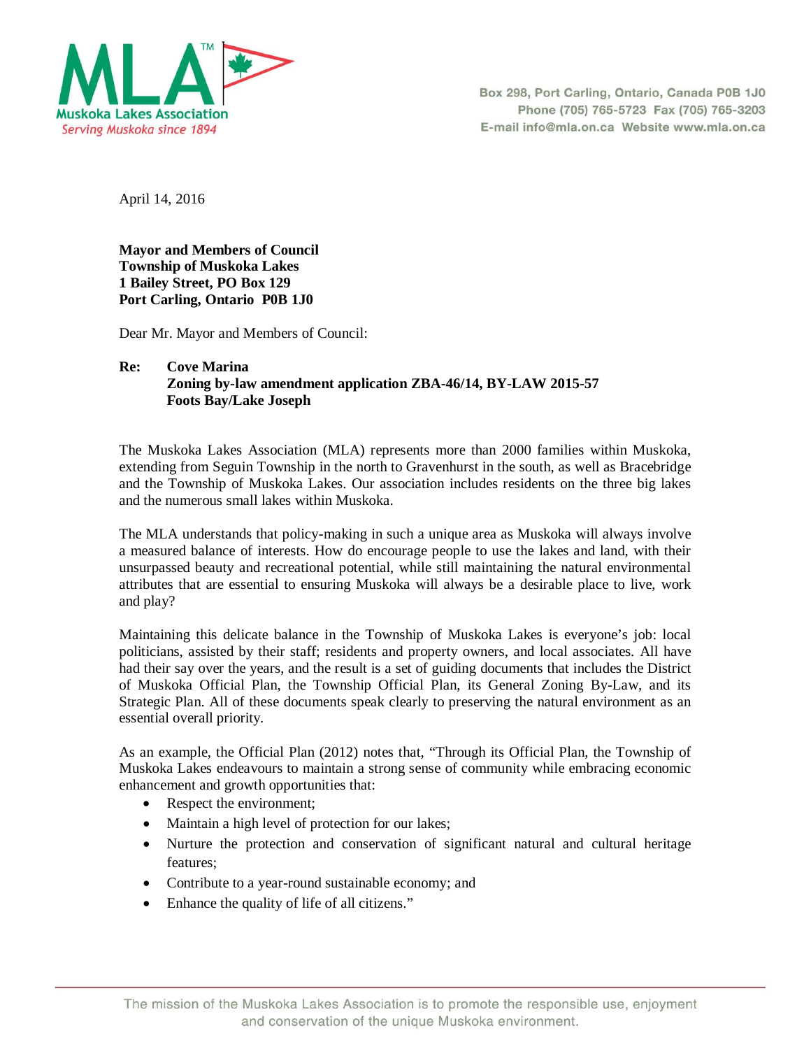**MLA™**
**Muskoka Lakes Association**
*Serving Muskoka since 1894*

Box 298, Port Carling, Ontario, Canada P0B 1J0
Phone (705) 765-5723 Fax (705) 765-3203
E-mail info@mla.on.ca Website www.mla.on.ca

April 14, 2016

**Mayor and Members of Council**
**Township of Muskoka Lakes**
**1 Bailey Street, PO Box 129**
**Port Carling, Ontario P0B 1J0**

Dear Mr. Mayor and Members of Council:

**Re: Cove Marina**
**Zoning by-law amendment application ZBA-46/14, BY-LAW 2015-57**
**Foots Bay/Lake Joseph**

The Muskoka Lakes Association (MLA) represents more than 2000 families within Muskoka, extending from Seguin Township in the north to Gravenhurst in the south, as well as Bracebridge and the Township of Muskoka Lakes. Our association includes residents on the three big lakes and the numerous small lakes within Muskoka.

The MLA understands that policy-making in such a unique area as Muskoka will always involve a measured balance of interests. How do encourage people to use the lakes and land, with their unsurpassed beauty and recreational potential, while still maintaining the natural environmental attributes that are essential to ensuring Muskoka will always be a desirable place to live, work and play?

Maintaining this delicate balance in the Township of Muskoka Lakes is everyone's job: local politicians, assisted by their staff; residents and property owners, and local associates. All have had their say over the years, and the result is a set of guiding documents that includes the District of Muskoka Official Plan, the Township Official Plan, its General Zoning By-Law, and its Strategic Plan. All of these documents speak clearly to preserving the natural environment as an essential overall priority.

As an example, the Official Plan (2012) notes that, "Through its Official Plan, the Township of Muskoka Lakes endeavours to maintain a strong sense of community while embracing economic enhancement and growth opportunities that:

- Respect the environment;
- Maintain a high level of protection for our lakes;
- Nurture the protection and conservation of significant natural and cultural heritage features;
- Contribute to a year-round sustainable economy; and
- Enhance the quality of life of all citizens."

The mission of the Muskoka Lakes Association is to promote the responsible use, enjoyment and conservation of the unique Muskoka environment.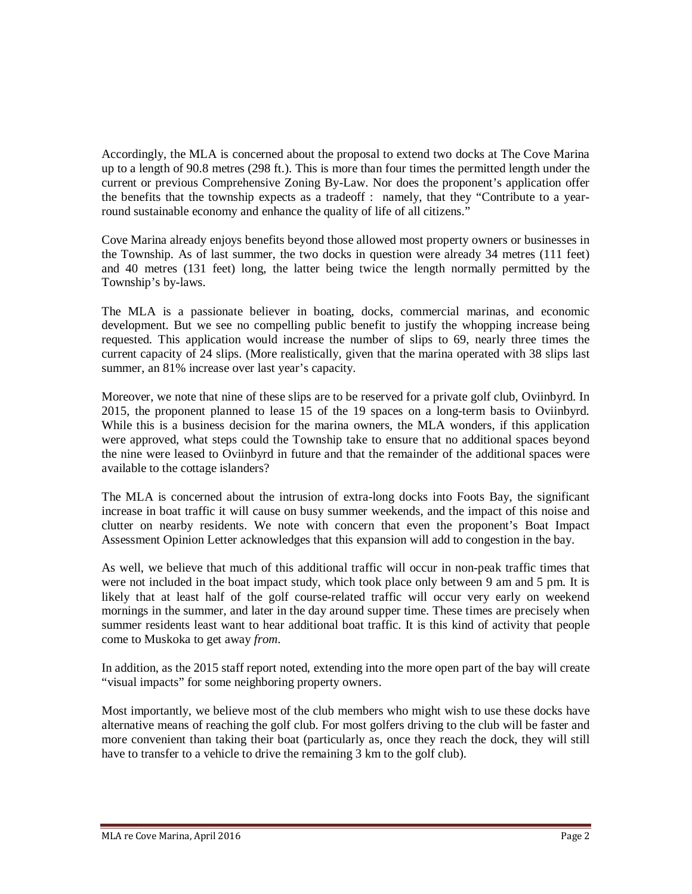Accordingly, the MLA is concerned about the proposal to extend two docks at The Cove Marina up to a length of 90.8 metres (298 ft.). This is more than four times the permitted length under the current or previous Comprehensive Zoning By-Law. Nor does the proponent's application offer the benefits that the township expects as a tradeoff : namely, that they "Contribute to a year-round sustainable economy and enhance the quality of life of all citizens."

Cove Marina already enjoys benefits beyond those allowed most property owners or businesses in the Township. As of last summer, the two docks in question were already 34 metres (111 feet) and 40 metres (131 feet) long, the latter being twice the length normally permitted by the Township's by-laws.

The MLA is a passionate believer in boating, docks, commercial marinas, and economic development. But we see no compelling public benefit to justify the whopping increase being requested. This application would increase the number of slips to 69, nearly three times the current capacity of 24 slips. (More realistically, given that the marina operated with 38 slips last summer, an 81% increase over last year's capacity.

Moreover, we note that nine of these slips are to be reserved for a private golf club, Oviinbyrd. In 2015, the proponent planned to lease 15 of the 19 spaces on a long-term basis to Oviinbyrd. While this is a business decision for the marina owners, the MLA wonders, if this application were approved, what steps could the Township take to ensure that no additional spaces beyond the nine were leased to Oviinbyrd in future and that the remainder of the additional spaces were available to the cottage islanders?

The MLA is concerned about the intrusion of extra-long docks into Foots Bay, the significant increase in boat traffic it will cause on busy summer weekends, and the impact of this noise and clutter on nearby residents. We note with concern that even the proponent's Boat Impact Assessment Opinion Letter acknowledges that this expansion will add to congestion in the bay.

As well, we believe that much of this additional traffic will occur in non-peak traffic times that were not included in the boat impact study, which took place only between 9 am and 5 pm. It is likely that at least half of the golf course-related traffic will occur very early on weekend mornings in the summer, and later in the day around supper time. These times are precisely when summer residents least want to hear additional boat traffic. It is this kind of activity that people come to Muskoka to get away *from*.

In addition, as the 2015 staff report noted, extending into the more open part of the bay will create "visual impacts" for some neighboring property owners.

Most importantly, we believe most of the club members who might wish to use these docks have alternative means of reaching the golf club. For most golfers driving to the club will be faster and more convenient than taking their boat (particularly as, once they reach the dock, they will still have to transfer to a vehicle to drive the remaining 3 km to the golf club).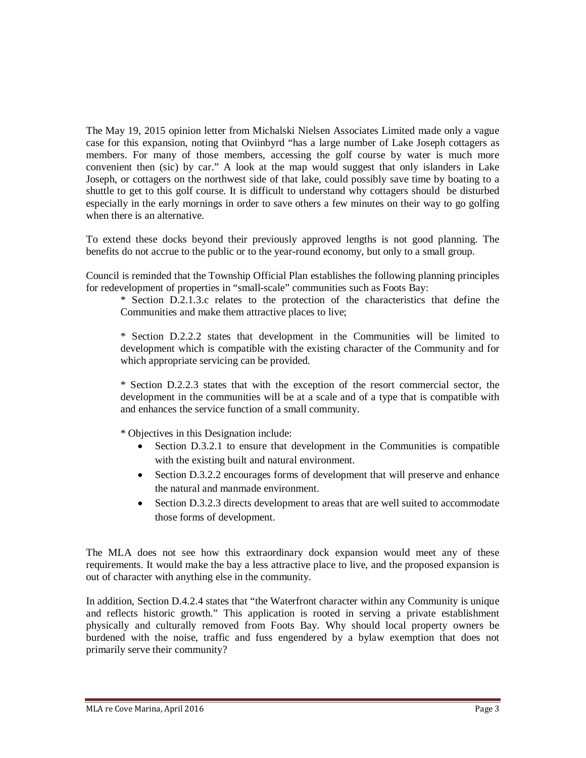The May 19, 2015 opinion letter from Michalski Nielsen Associates Limited made only a vague case for this expansion, noting that Oviinbyrd "has a large number of Lake Joseph cottagers as members. For many of those members, accessing the golf course by water is much more convenient then (sic) by car." A look at the map would suggest that only islanders in Lake Joseph, or cottagers on the northwest side of that lake, could possibly save time by boating to a shuttle to get to this golf course. It is difficult to understand why cottagers should be disturbed especially in the early mornings in order to save others a few minutes on their way to go golfing when there is an alternative.

To extend these docks beyond their previously approved lengths is not good planning. The benefits do not accrue to the public or to the year-round economy, but only to a small group.

Council is reminded that the Township Official Plan establishes the following planning principles for redevelopment of properties in "small-scale" communities such as Foots Bay:

> * Section D.2.1.3.c relates to the protection of the characteristics that define the Communities and make them attractive places to live;
>
> * Section D.2.2.2 states that development in the Communities will be limited to development which is compatible with the existing character of the Community and for which appropriate servicing can be provided.
>
> * Section D.2.2.3 states that with the exception of the resort commercial sector, the development in the communities will be at a scale and of a type that is compatible with and enhances the service function of a small community.
>
> * Objectives in this Designation include:
>
> - Section D.3.2.1 to ensure that development in the Communities is compatible with the existing built and natural environment.
> - Section D.3.2.2 encourages forms of development that will preserve and enhance the natural and manmade environment.
> - Section D.3.2.3 directs development to areas that are well suited to accommodate those forms of development.

The MLA does not see how this extraordinary dock expansion would meet any of these requirements. It would make the bay a less attractive place to live, and the proposed expansion is out of character with anything else in the community.

In addition, Section D.4.2.4 states that "the Waterfront character within any Community is unique and reflects historic growth." This application is rooted in serving a private establishment physically and culturally removed from Foots Bay. Why should local property owners be burdened with the noise, traffic and fuss engendered by a bylaw exemption that does not primarily serve their community?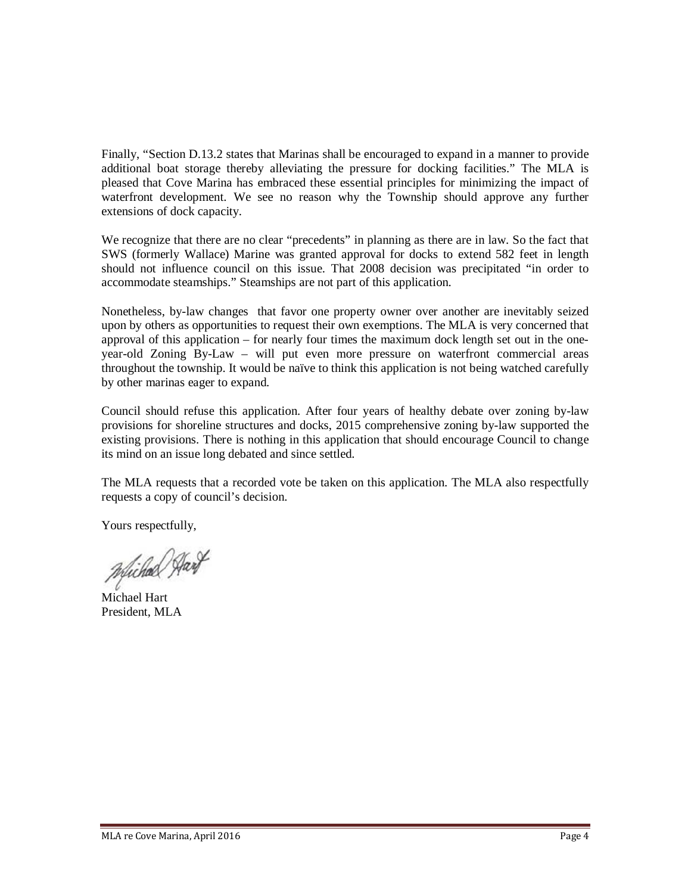Finally, "Section D.13.2 states that Marinas shall be encouraged to expand in a manner to provide additional boat storage thereby alleviating the pressure for docking facilities." The MLA is pleased that Cove Marina has embraced these essential principles for minimizing the impact of waterfront development. We see no reason why the Township should approve any further extensions of dock capacity.

We recognize that there are no clear "precedents" in planning as there are in law. So the fact that SWS (formerly Wallace) Marine was granted approval for docks to extend 582 feet in length should not influence council on this issue. That 2008 decision was precipitated "in order to accommodate steamships." Steamships are not part of this application.

Nonetheless, by-law changes that favor one property owner over another are inevitably seized upon by others as opportunities to request their own exemptions. The MLA is very concerned that approval of this application – for nearly four times the maximum dock length set out in the one-year-old Zoning By-Law – will put even more pressure on waterfront commercial areas throughout the township. It would be naïve to think this application is not being watched carefully by other marinas eager to expand.

Council should refuse this application. After four years of healthy debate over zoning by-law provisions for shoreline structures and docks, 2015 comprehensive zoning by-law supported the existing provisions. There is nothing in this application that should encourage Council to change its mind on an issue long debated and since settled.

The MLA requests that a recorded vote be taken on this application. The MLA also respectfully requests a copy of council's decision.

Yours respectfully,

Michael Hart
President, MLA